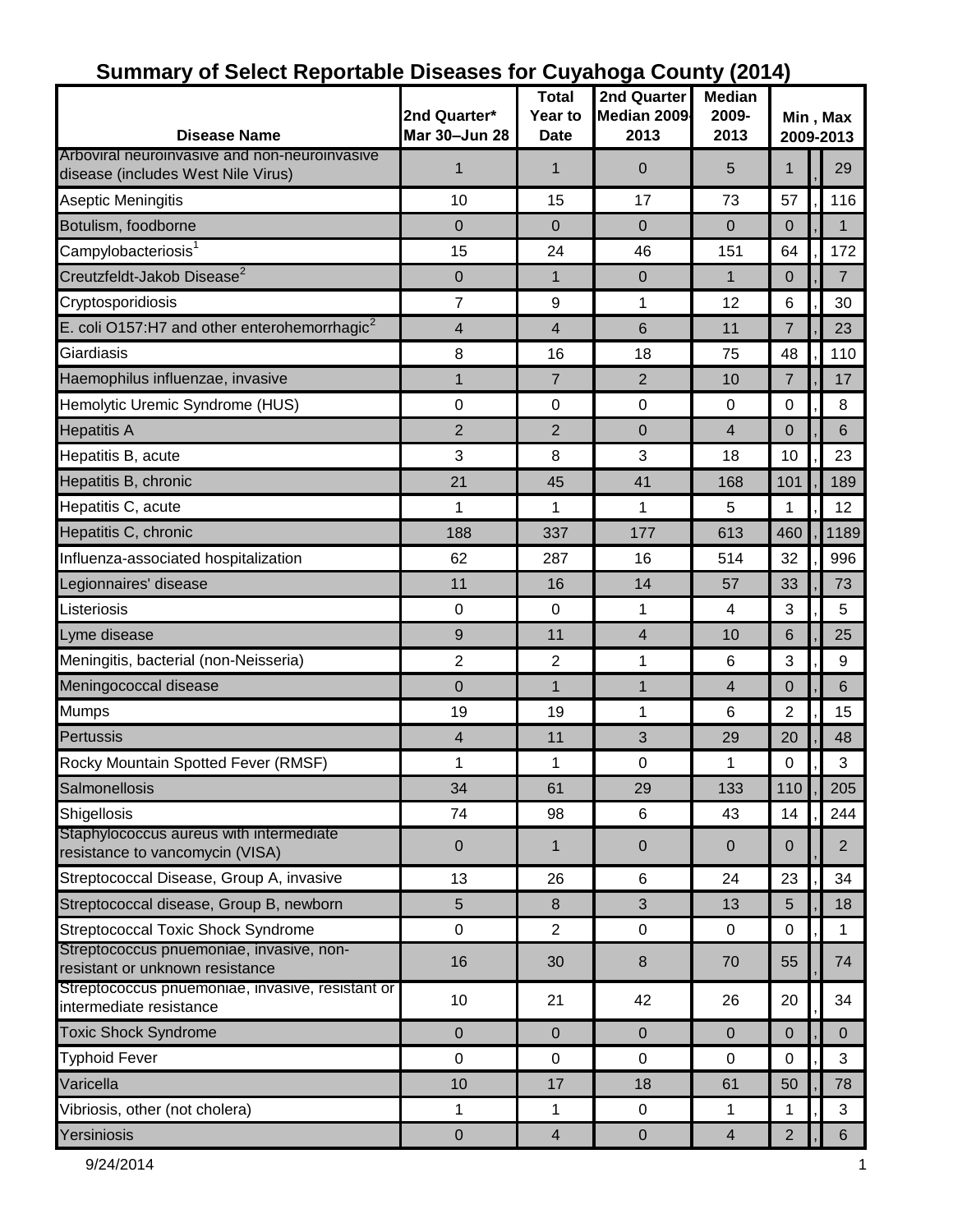# Summary of Select Reportable Diseases for Cuyahoga County (2014)

| Disease Name | 2nd Quarter* Mar 30–Jun 28 | Total Year to Date | 2nd Quarter Median 2009-2013 | Median 2009-2013 | Min , Max 2009-2013 |
|---|---|---|---|---|---|
| Arboviral neuroinvasive and non-neuroinvasive disease (includes West Nile Virus) | 1 | 1 | 0 | 5 | 1 , 29 |
| Aseptic Meningitis | 10 | 15 | 17 | 73 | 57 , 116 |
| Botulism, foodborne | 0 | 0 | 0 | 0 | 0 , 1 |
| Campylobacteriosis[1] | 15 | 24 | 46 | 151 | 64 , 172 |
| Creutzfeldt-Jakob Disease[2] | 0 | 1 | 0 | 1 | 0 , 7 |
| Cryptosporidiosis | 7 | 9 | 1 | 12 | 6 , 30 |
| E. coli O157:H7 and other enterohemorrhagic[2] | 4 | 4 | 6 | 11 | 7 , 23 |
| Giardiasis | 8 | 16 | 18 | 75 | 48 , 110 |
| Haemophilus influenzae, invasive | 1 | 7 | 2 | 10 | 7 , 17 |
| Hemolytic Uremic Syndrome (HUS) | 0 | 0 | 0 | 0 | 0 , 8 |
| Hepatitis A | 2 | 2 | 0 | 4 | 0 , 6 |
| Hepatitis B, acute | 3 | 8 | 3 | 18 | 10 , 23 |
| Hepatitis B, chronic | 21 | 45 | 41 | 168 | 101 , 189 |
| Hepatitis C, acute | 1 | 1 | 1 | 5 | 1 , 12 |
| Hepatitis C, chronic | 188 | 337 | 177 | 613 | 460 , 1189 |
| Influenza-associated hospitalization | 62 | 287 | 16 | 514 | 32 , 996 |
| Legionnaires' disease | 11 | 16 | 14 | 57 | 33 , 73 |
| Listeriosis | 0 | 0 | 1 | 4 | 3 , 5 |
| Lyme disease | 9 | 11 | 4 | 10 | 6 , 25 |
| Meningitis, bacterial (non-Neisseria) | 2 | 2 | 1 | 6 | 3 , 9 |
| Meningococcal disease | 0 | 1 | 1 | 4 | 0 , 6 |
| Mumps | 19 | 19 | 1 | 6 | 2 , 15 |
| Pertussis | 4 | 11 | 3 | 29 | 20 , 48 |
| Rocky Mountain Spotted Fever (RMSF) | 1 | 1 | 0 | 1 | 0 , 3 |
| Salmonellosis | 34 | 61 | 29 | 133 | 110 , 205 |
| Shigellosis | 74 | 98 | 6 | 43 | 14 , 244 |
| Staphylococcus aureus with intermediate resistance to vancomycin (VISA) | 0 | 1 | 0 | 0 | 0 , 2 |
| Streptococcal Disease, Group A, invasive | 13 | 26 | 6 | 24 | 23 , 34 |
| Streptococcal disease, Group B, newborn | 5 | 8 | 3 | 13 | 5 , 18 |
| Streptococcal Toxic Shock Syndrome | 0 | 2 | 0 | 0 | 0 , 1 |
| Streptococcus pnuemoniae, invasive, non-resistant or unknown resistance | 16 | 30 | 8 | 70 | 55 , 74 |
| Streptococcus pnuemoniae, invasive, resistant or intermediate resistance | 10 | 21 | 42 | 26 | 20 , 34 |
| Toxic Shock Syndrome | 0 | 0 | 0 | 0 | 0 , 0 |
| Typhoid Fever | 0 | 0 | 0 | 0 | 0 , 3 |
| Varicella | 10 | 17 | 18 | 61 | 50 , 78 |
| Vibriosis, other (not cholera) | 1 | 1 | 0 | 1 | 1 , 3 |
| Yersiniosis | 0 | 4 | 0 | 4 | 2 , 6 |

9/24/2014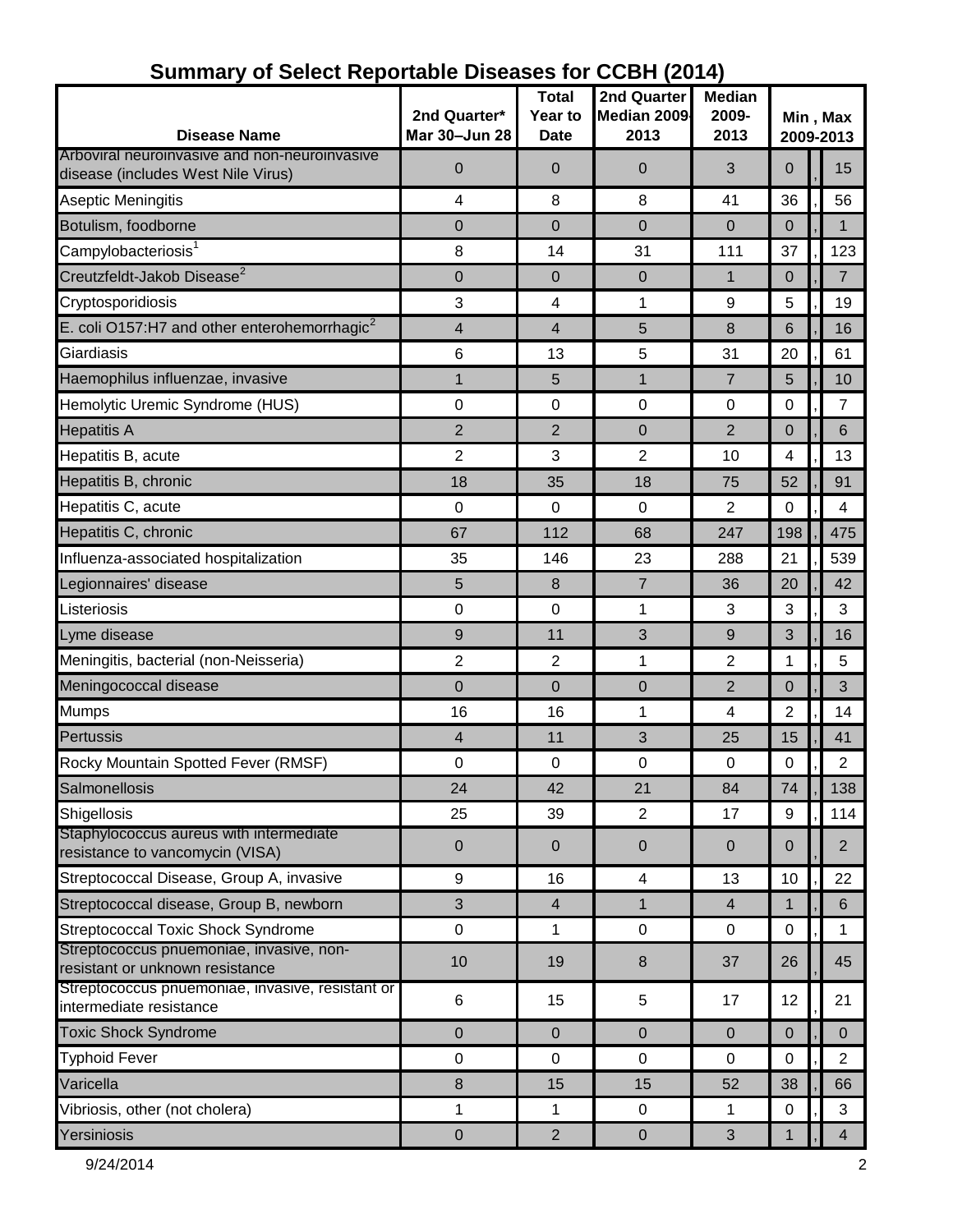## Summary of Select Reportable Diseases for CCBH (2014)

| Disease Name | 2nd Quarter* Mar 30–Jun 28 | Total Year to Date | 2nd Quarter Median 2009-2013 | Median 2009-2013 | Min , Max 2009-2013 | |
|---|---|---|---|---|---|---|
| Arboviral neuroinvasive and non-neuroinvasive disease (includes West Nile Virus) | 0 | 0 | 0 | 3 | 0 | 15 |
| Aseptic Meningitis | 4 | 8 | 8 | 41 | 36 | 56 |
| Botulism, foodborne | 0 | 0 | 0 | 0 | 0 | 1 |
| Campylobacteriosis[1] | 8 | 14 | 31 | 111 | 37 | 123 |
| Creutzfeldt-Jakob Disease[2] | 0 | 0 | 0 | 1 | 0 | 7 |
| Cryptosporidiosis | 3 | 4 | 1 | 9 | 5 | 19 |
| E. coli O157:H7 and other enterohemorrhagic[2] | 4 | 4 | 5 | 8 | 6 | 16 |
| Giardiasis | 6 | 13 | 5 | 31 | 20 | 61 |
| Haemophilus influenzae, invasive | 1 | 5 | 1 | 7 | 5 | 10 |
| Hemolytic Uremic Syndrome (HUS) | 0 | 0 | 0 | 0 | 0 | 7 |
| Hepatitis A | 2 | 2 | 0 | 2 | 0 | 6 |
| Hepatitis B, acute | 2 | 3 | 2 | 10 | 4 | 13 |
| Hepatitis B, chronic | 18 | 35 | 18 | 75 | 52 | 91 |
| Hepatitis C, acute | 0 | 0 | 0 | 2 | 0 | 4 |
| Hepatitis C, chronic | 67 | 112 | 68 | 247 | 198 | 475 |
| Influenza-associated hospitalization | 35 | 146 | 23 | 288 | 21 | 539 |
| Legionnaires' disease | 5 | 8 | 7 | 36 | 20 | 42 |
| Listeriosis | 0 | 0 | 1 | 3 | 3 | 3 |
| Lyme disease | 9 | 11 | 3 | 9 | 3 | 16 |
| Meningitis, bacterial (non-Neisseria) | 2 | 2 | 1 | 2 | 1 | 5 |
| Meningococcal disease | 0 | 0 | 0 | 2 | 0 | 3 |
| Mumps | 16 | 16 | 1 | 4 | 2 | 14 |
| Pertussis | 4 | 11 | 3 | 25 | 15 | 41 |
| Rocky Mountain Spotted Fever (RMSF) | 0 | 0 | 0 | 0 | 0 | 2 |
| Salmonellosis | 24 | 42 | 21 | 84 | 74 | 138 |
| Shigellosis | 25 | 39 | 2 | 17 | 9 | 114 |
| Staphylococcus aureus with intermediate resistance to vancomycin (VISA) | 0 | 0 | 0 | 0 | 0 | 2 |
| Streptococcal Disease, Group A, invasive | 9 | 16 | 4 | 13 | 10 | 22 |
| Streptococcal disease, Group B, newborn | 3 | 4 | 1 | 4 | 1 | 6 |
| Streptococcal Toxic Shock Syndrome | 0 | 1 | 0 | 0 | 0 | 1 |
| Streptococcus pnuemoniae, invasive, non-resistant or unknown resistance | 10 | 19 | 8 | 37 | 26 | 45 |
| Streptococcus pnuemoniae, invasive, resistant or intermediate resistance | 6 | 15 | 5 | 17 | 12 | 21 |
| Toxic Shock Syndrome | 0 | 0 | 0 | 0 | 0 | 0 |
| Typhoid Fever | 0 | 0 | 0 | 0 | 0 | 2 |
| Varicella | 8 | 15 | 15 | 52 | 38 | 66 |
| Vibriosis, other (not cholera) | 1 | 1 | 0 | 1 | 0 | 3 |
| Yersiniosis | 0 | 2 | 0 | 3 | 1 | 4 |

9/24/2014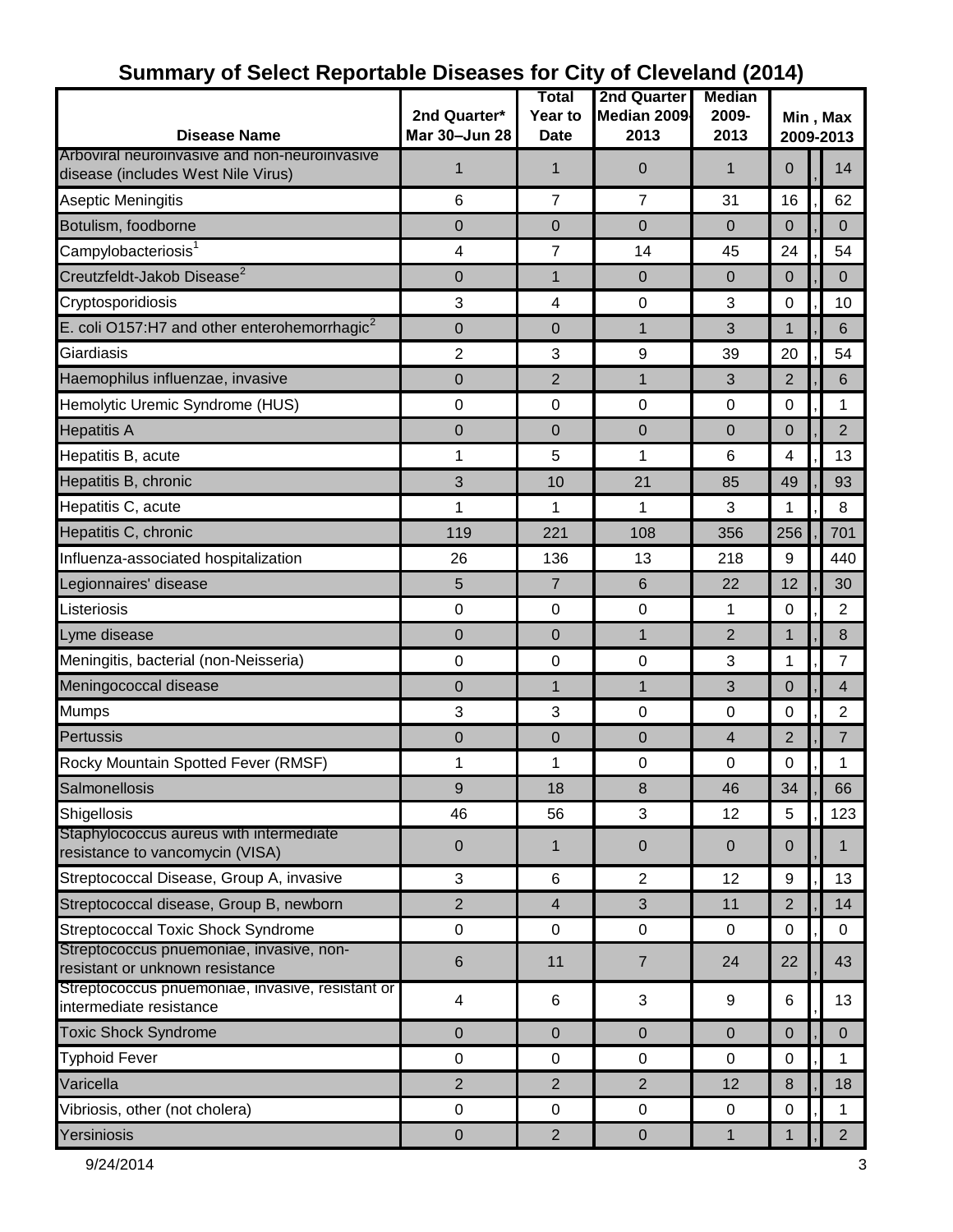# Summary of Select Reportable Diseases for City of Cleveland (2014)

| Disease Name | 2nd Quarter* Mar 30–Jun 28 | Total Year to Date | 2nd Quarter Median 2009-2013 | Median 2009-2013 | Min , Max 2009-2013 |
|---|---|---|---|---|---|
| Arboviral neuroinvasive and non-neuroinvasive disease (includes West Nile Virus) | 1 | 1 | 0 | 1 | 0 , 14 |
| Aseptic Meningitis | 6 | 7 | 7 | 31 | 16 , 62 |
| Botulism, foodborne | 0 | 0 | 0 | 0 | 0 , 0 |
| Campylobacteriosis[1] | 4 | 7 | 14 | 45 | 24 , 54 |
| Creutzfeldt-Jakob Disease[2] | 0 | 1 | 0 | 0 | 0 , 0 |
| Cryptosporidiosis | 3 | 4 | 0 | 3 | 0 , 10 |
| E. coli O157:H7 and other enterohemorrhagic[2] | 0 | 0 | 1 | 3 | 1 , 6 |
| Giardiasis | 2 | 3 | 9 | 39 | 20 , 54 |
| Haemophilus influenzae, invasive | 0 | 2 | 1 | 3 | 2 , 6 |
| Hemolytic Uremic Syndrome (HUS) | 0 | 0 | 0 | 0 | 0 , 1 |
| Hepatitis A | 0 | 0 | 0 | 0 | 0 , 2 |
| Hepatitis B, acute | 1 | 5 | 1 | 6 | 4 , 13 |
| Hepatitis B, chronic | 3 | 10 | 21 | 85 | 49 , 93 |
| Hepatitis C, acute | 1 | 1 | 1 | 3 | 1 , 8 |
| Hepatitis C, chronic | 119 | 221 | 108 | 356 | 256 , 701 |
| Influenza-associated hospitalization | 26 | 136 | 13 | 218 | 9 440 |
| Legionnaires' disease | 5 | 7 | 6 | 22 | 12 , 30 |
| Listeriosis | 0 | 0 | 0 | 1 | 0 , 2 |
| Lyme disease | 0 | 0 | 1 | 2 | 1 , 8 |
| Meningitis, bacterial (non-Neisseria) | 0 | 0 | 0 | 3 | 1 , 7 |
| Meningococcal disease | 0 | 1 | 1 | 3 | 0 , 4 |
| Mumps | 3 | 3 | 0 | 0 | 0 , 2 |
| Pertussis | 0 | 0 | 0 | 4 | 2 , 7 |
| Rocky Mountain Spotted Fever (RMSF) | 1 | 1 | 0 | 0 | 0 , 1 |
| Salmonellosis | 9 | 18 | 8 | 46 | 34 , 66 |
| Shigellosis | 46 | 56 | 3 | 12 | 5 , 123 |
| Staphylococcus aureus with intermediate resistance to vancomycin (VISA) | 0 | 1 | 0 | 0 | 0 , 1 |
| Streptococcal Disease, Group A, invasive | 3 | 6 | 2 | 12 | 9 , 13 |
| Streptococcal disease, Group B, newborn | 2 | 4 | 3 | 11 | 2 , 14 |
| Streptococcal Toxic Shock Syndrome | 0 | 0 | 0 | 0 | 0 , 0 |
| Streptococcus pnuemoniae, invasive, non-resistant or unknown resistance | 6 | 11 | 7 | 24 | 22 , 43 |
| Streptococcus pnuemoniae, invasive, resistant or intermediate resistance | 4 | 6 | 3 | 9 | 6 , 13 |
| Toxic Shock Syndrome | 0 | 0 | 0 | 0 | 0 , 0 |
| Typhoid Fever | 0 | 0 | 0 | 0 | 0 , 1 |
| Varicella | 2 | 2 | 2 | 12 | 8 , 18 |
| Vibriosis, other (not cholera) | 0 | 0 | 0 | 0 | 0 , 1 |
| Yersiniosis | 0 | 2 | 0 | 1 | 1 , 2 |

9/24/2014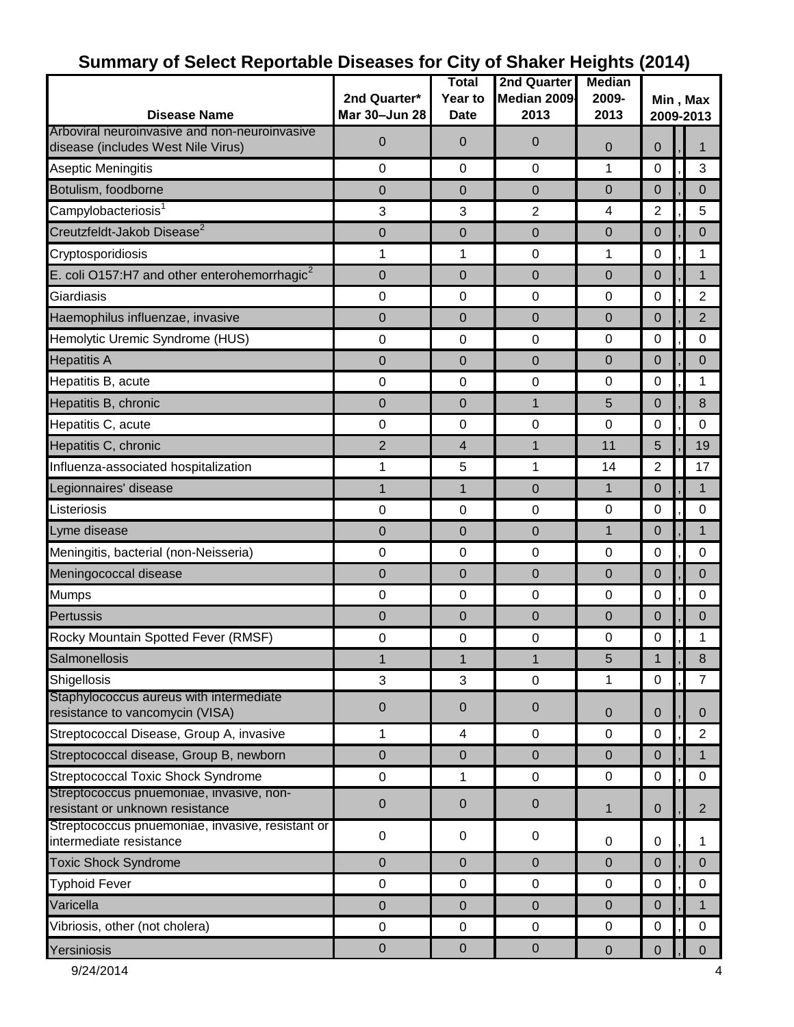# Summary of Select Reportable Diseases for City of Shaker Heights (2014)

| Disease Name | 2nd Quarter* Mar 30–Jun 28 | Total Year to Date | 2nd Quarter Median 2009-2013 | Median 2009-2013 | Min , Max 2009-2013 |
|---|---|---|---|---|---|
| Arboviral neuroinvasive and non-neuroinvasive disease (includes West Nile Virus) | 0 | 0 | 0 | 0 | 0 , 1 |
| Aseptic Meningitis | 0 | 0 | 0 | 1 | 0 , 3 |
| Botulism, foodborne | 0 | 0 | 0 | 0 | 0 , 0 |
| Campylobacteriosis[1] | 3 | 3 | 2 | 4 | 2 , 5 |
| Creutzfeldt-Jakob Disease[2] | 0 | 0 | 0 | 0 | 0 , 0 |
| Cryptosporidiosis | 1 | 1 | 0 | 1 | 0 , 1 |
| E. coli O157:H7 and other enterohemorrhagic[2] | 0 | 0 | 0 | 0 | 0 , 1 |
| Giardiasis | 0 | 0 | 0 | 0 | 0 , 2 |
| Haemophilus influenzae, invasive | 0 | 0 | 0 | 0 | 0 , 2 |
| Hemolytic Uremic Syndrome (HUS) | 0 | 0 | 0 | 0 | 0 , 0 |
| Hepatitis A | 0 | 0 | 0 | 0 | 0 , 0 |
| Hepatitis B, acute | 0 | 0 | 0 | 0 | 0 , 1 |
| Hepatitis B, chronic | 0 | 0 | 1 | 5 | 0 , 8 |
| Hepatitis C, acute | 0 | 0 | 0 | 0 | 0 , 0 |
| Hepatitis C, chronic | 2 | 4 | 1 | 11 | 5 , 19 |
| Influenza-associated hospitalization | 1 | 5 | 1 | 14 | 2 17 |
| Legionnaires' disease | 1 | 1 | 0 | 1 | 0 , 1 |
| Listeriosis | 0 | 0 | 0 | 0 | 0 , 0 |
| Lyme disease | 0 | 0 | 0 | 1 | 0 , 1 |
| Meningitis, bacterial (non-Neisseria) | 0 | 0 | 0 | 0 | 0 , 0 |
| Meningococcal disease | 0 | 0 | 0 | 0 | 0 , 0 |
| Mumps | 0 | 0 | 0 | 0 | 0 , 0 |
| Pertussis | 0 | 0 | 0 | 0 | 0 , 0 |
| Rocky Mountain Spotted Fever (RMSF) | 0 | 0 | 0 | 0 | 0 , 1 |
| Salmonellosis | 1 | 1 | 1 | 5 | 1 , 8 |
| Shigellosis | 3 | 3 | 0 | 1 | 0 , 7 |
| Staphylococcus aureus with intermediate resistance to vancomycin (VISA) | 0 | 0 | 0 | 0 | 0 , 0 |
| Streptococcal Disease, Group A, invasive | 1 | 4 | 0 | 0 | 0 , 2 |
| Streptococcal disease, Group B, newborn | 0 | 0 | 0 | 0 | 0 , 1 |
| Streptococcal Toxic Shock Syndrome | 0 | 1 | 0 | 0 | 0 , 0 |
| Streptococcus pnuemoniae, invasive, non-resistant or unknown resistance | 0 | 0 | 0 | 1 | 0 , 2 |
| Streptococcus pnuemoniae, invasive, resistant or intermediate resistance | 0 | 0 | 0 | 0 | 0 , 1 |
| Toxic Shock Syndrome | 0 | 0 | 0 | 0 | 0 , 0 |
| Typhoid Fever | 0 | 0 | 0 | 0 | 0 , 0 |
| Varicella | 0 | 0 | 0 | 0 | 0 , 1 |
| Vibriosis, other (not cholera) | 0 | 0 | 0 | 0 | 0 , 0 |
| Yersiniosis | 0 | 0 | 0 | 0 | 0 , 0 |

9/24/2014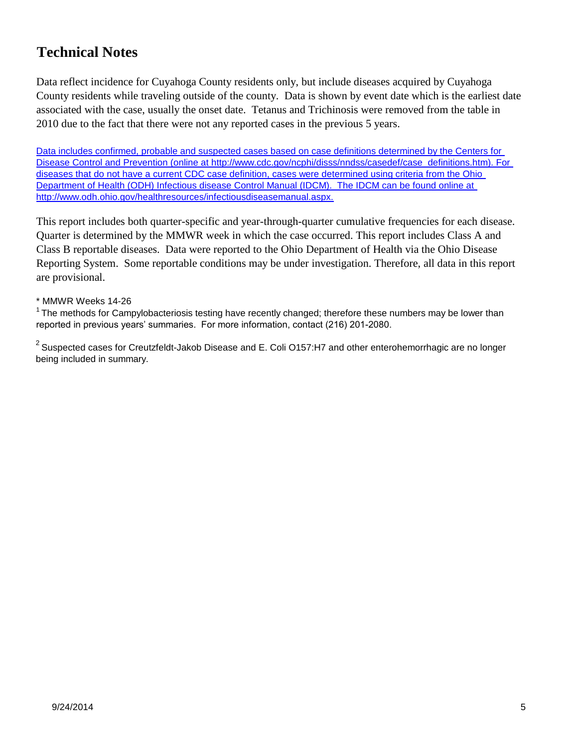## Technical Notes

Data reflect incidence for Cuyahoga County residents only, but include diseases acquired by Cuyahoga County residents while traveling outside of the county. Data is shown by event date which is the earliest date associated with the case, usually the onset date. Tetanus and Trichinosis were removed from the table in 2010 due to the fact that there were not any reported cases in the previous 5 years.

Data includes confirmed, probable and suspected cases based on case definitions determined by the Centers for Disease Control and Prevention (online at http://www.cdc.gov/ncphi/disss/nndss/casedef/case_definitions.htm). For diseases that do not have a current CDC case definition, cases were determined using criteria from the Ohio Department of Health (ODH) Infectious disease Control Manual (IDCM). The IDCM can be found online at http://www.odh.ohio.gov/healthresources/infectiousdiseasemanual.aspx.

This report includes both quarter-specific and year-through-quarter cumulative frequencies for each disease. Quarter is determined by the MMWR week in which the case occurred. This report includes Class A and Class B reportable diseases. Data were reported to the Ohio Department of Health via the Ohio Disease Reporting System. Some reportable conditions may be under investigation. Therefore, all data in this report are provisional.

* MMWR Weeks 14-26

[1] The methods for Campylobacteriosis testing have recently changed; therefore these numbers may be lower than reported in previous years' summaries. For more information, contact (216) 201-2080.

[2] Suspected cases for Creutzfeldt-Jakob Disease and E. Coli O157:H7 and other enterohemorrhagic are no longer being included in summary.

9/24/2014